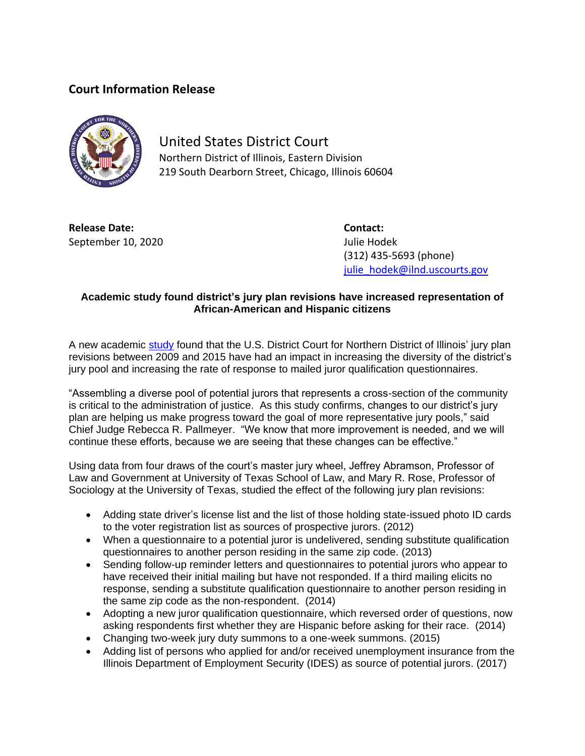## Court Information Release

United States District Court
Northern District of Illinois, Eastern Division
219 South Dearborn Street, Chicago, Illinois 60604

**Release Date:**
September 10, 2020

**Contact:**
Julie Hodek
(312) 435-5693 (phone)
julie_hodek@ilnd.uscourts.gov

**Academic study found district's jury plan revisions have increased representation of African-American and Hispanic citizens**

A new academic study found that the U.S. District Court for Northern District of Illinois' jury plan revisions between 2009 and 2015 have had an impact in increasing the diversity of the district's jury pool and increasing the rate of response to mailed juror qualification questionnaires.

"Assembling a diverse pool of potential jurors that represents a cross-section of the community is critical to the administration of justice. As this study confirms, changes to our district's jury plan are helping us make progress toward the goal of more representative jury pools," said Chief Judge Rebecca R. Pallmeyer. "We know that more improvement is needed, and we will continue these efforts, because we are seeing that these changes can be effective."

Using data from four draws of the court's master jury wheel, Jeffrey Abramson, Professor of Law and Government at University of Texas School of Law, and Mary R. Rose, Professor of Sociology at the University of Texas, studied the effect of the following jury plan revisions:

- Adding state driver's license list and the list of those holding state-issued photo ID cards to the voter registration list as sources of prospective jurors. (2012)
- When a questionnaire to a potential juror is undelivered, sending substitute qualification questionnaires to another person residing in the same zip code. (2013)
- Sending follow-up reminder letters and questionnaires to potential jurors who appear to have received their initial mailing but have not responded. If a third mailing elicits no response, sending a substitute qualification questionnaire to another person residing in the same zip code as the non-respondent. (2014)
- Adopting a new juror qualification questionnaire, which reversed order of questions, now asking respondents first whether they are Hispanic before asking for their race. (2014)
- Changing two-week jury duty summons to a one-week summons. (2015)
- Adding list of persons who applied for and/or received unemployment insurance from the Illinois Department of Employment Security (IDES) as source of potential jurors. (2017)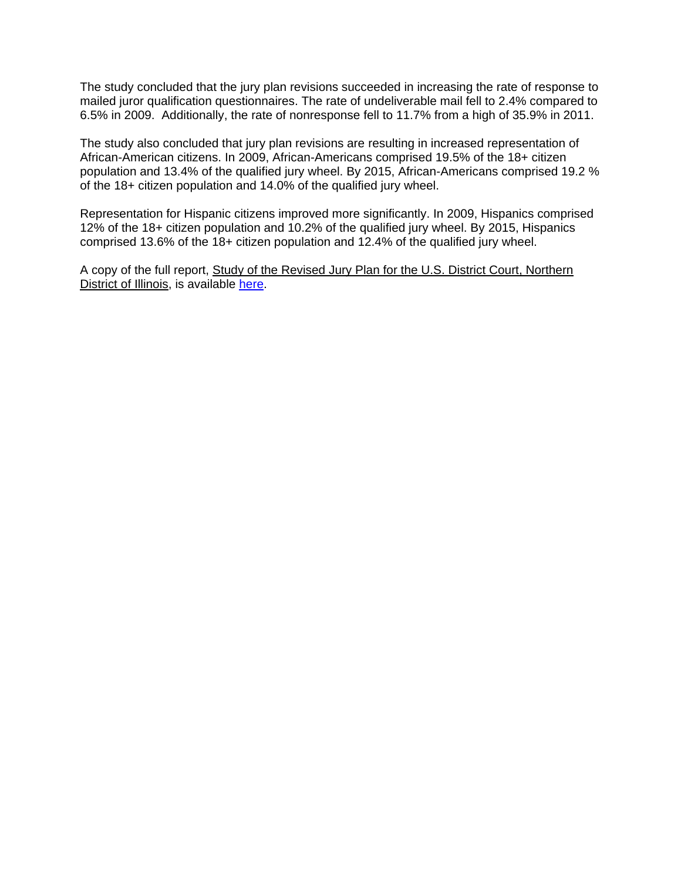The study concluded that the jury plan revisions succeeded in increasing the rate of response to mailed juror qualification questionnaires. The rate of undeliverable mail fell to 2.4% compared to 6.5% in 2009. Additionally, the rate of nonresponse fell to 11.7% from a high of 35.9% in 2011.

The study also concluded that jury plan revisions are resulting in increased representation of African-American citizens. In 2009, African-Americans comprised 19.5% of the 18+ citizen population and 13.4% of the qualified jury wheel. By 2015, African-Americans comprised 19.2 % of the 18+ citizen population and 14.0% of the qualified jury wheel.

Representation for Hispanic citizens improved more significantly. In 2009, Hispanics comprised 12% of the 18+ citizen population and 10.2% of the qualified jury wheel. By 2015, Hispanics comprised 13.6% of the 18+ citizen population and 12.4% of the qualified jury wheel.

A copy of the full report, Study of the Revised Jury Plan for the U.S. District Court, Northern District of Illinois, is available here.